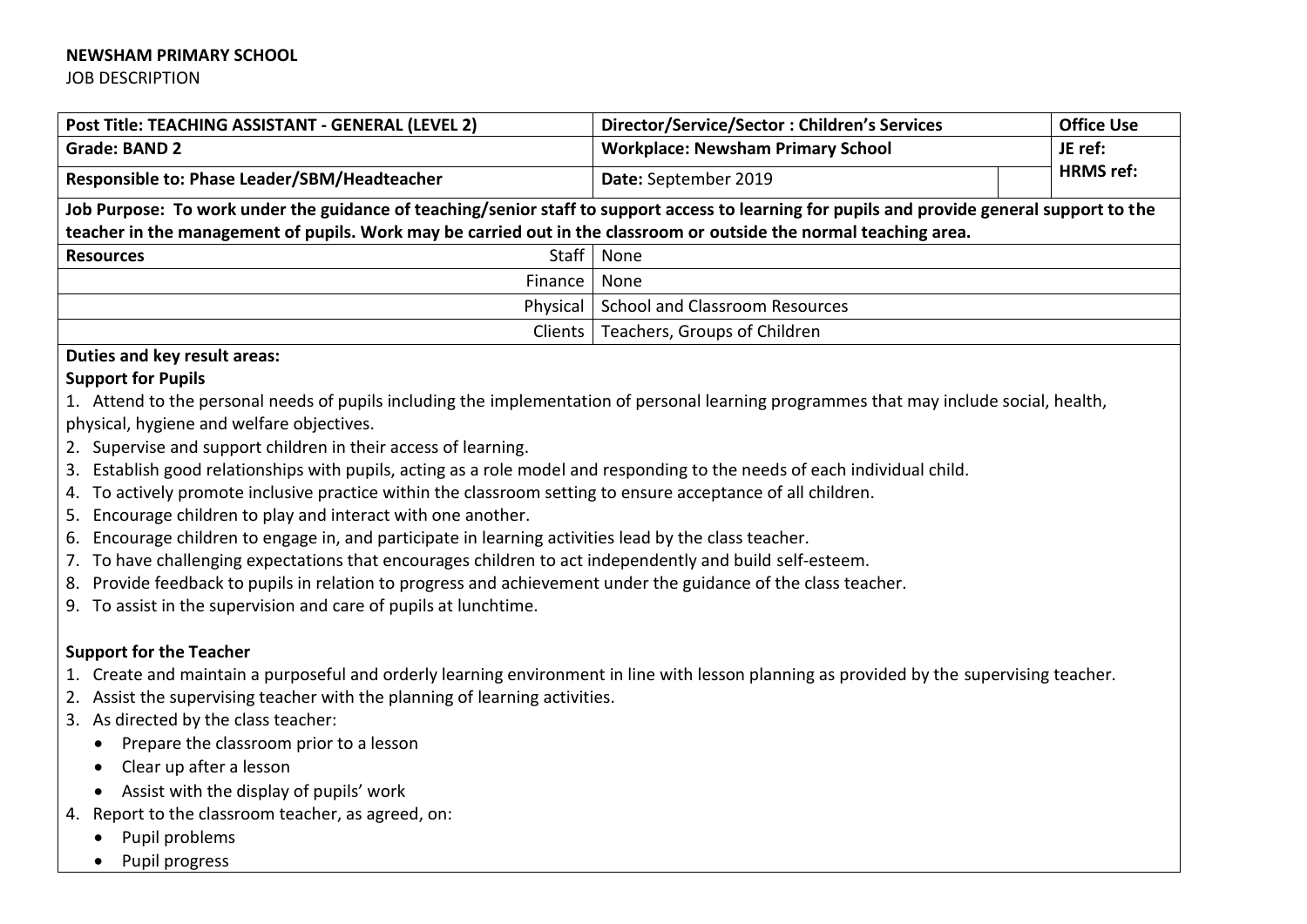**NEWSHAM PRIMARY SCHOOL**

JOB DESCRIPTION

| **Post Title: TEACHING ASSISTANT - GENERAL (LEVEL 2)** | **Director/Service/Sector : Children's Services** | | **Office Use** |
|---|---|---|---|
| **Grade: BAND 2** | **Workplace: Newsham Primary School** | | **JE ref:** |
| **Responsible to: Phase Leader/SBM/Headteacher** | **Date:** September 2019 | | **HRMS ref:** |

**Job Purpose: To work under the guidance of teaching/senior staff to support access to learning for pupils and provide general support to the teacher in the management of pupils. Work may be carried out in the classroom or outside the normal teaching area.**

| **Resources** | | |
|---|---|---|
| | Staff | None |
| | Finance | None |
| | Physical | School and Classroom Resources |
| | Clients | Teachers, Groups of Children |

**Duties and key result areas:**

**Support for Pupils**

1. Attend to the personal needs of pupils including the implementation of personal learning programmes that may include social, health, physical, hygiene and welfare objectives.
2. Supervise and support children in their access of learning.
3. Establish good relationships with pupils, acting as a role model and responding to the needs of each individual child.
4. To actively promote inclusive practice within the classroom setting to ensure acceptance of all children.
5. Encourage children to play and interact with one another.
6. Encourage children to engage in, and participate in learning activities lead by the class teacher.
7. To have challenging expectations that encourages children to act independently and build self-esteem.
8. Provide feedback to pupils in relation to progress and achievement under the guidance of the class teacher.
9. To assist in the supervision and care of pupils at lunchtime.

**Support for the Teacher**

1. Create and maintain a purposeful and orderly learning environment in line with lesson planning as provided by the supervising teacher.
2. Assist the supervising teacher with the planning of learning activities.
3. As directed by the class teacher:
   - Prepare the classroom prior to a lesson
   - Clear up after a lesson
   - Assist with the display of pupils' work
4. Report to the classroom teacher, as agreed, on:
   - Pupil problems
   - Pupil progress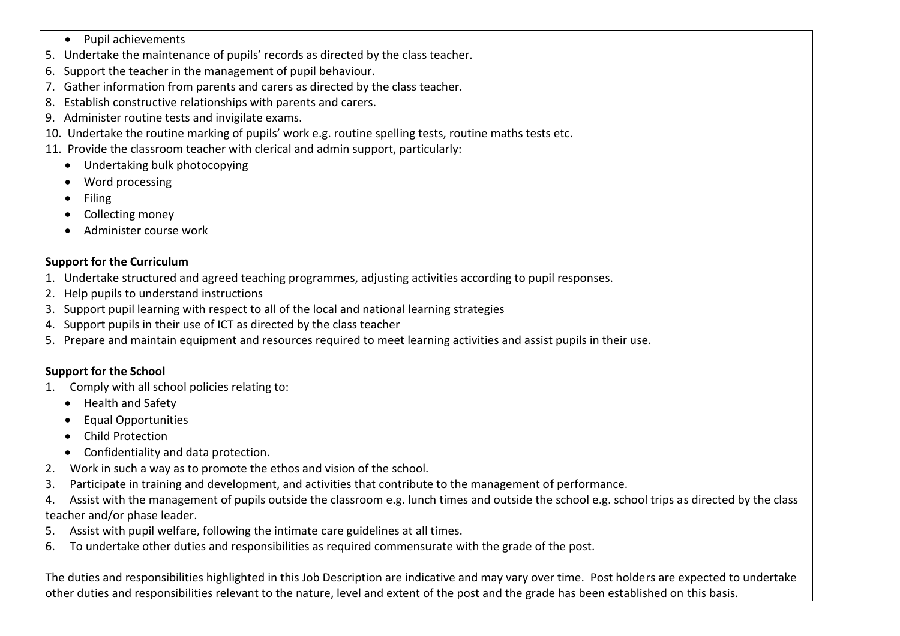- Pupil achievements

5. Undertake the maintenance of pupils' records as directed by the class teacher.
6. Support the teacher in the management of pupil behaviour.
7. Gather information from parents and carers as directed by the class teacher.
8. Establish constructive relationships with parents and carers.
9. Administer routine tests and invigilate exams.
10. Undertake the routine marking of pupils' work e.g. routine spelling tests, routine maths tests etc.
11. Provide the classroom teacher with clerical and admin support, particularly:
    - Undertaking bulk photocopying
    - Word processing
    - Filing
    - Collecting money
    - Administer course work

**Support for the Curriculum**

1. Undertake structured and agreed teaching programmes, adjusting activities according to pupil responses.
2. Help pupils to understand instructions
3. Support pupil learning with respect to all of the local and national learning strategies
4. Support pupils in their use of ICT as directed by the class teacher
5. Prepare and maintain equipment and resources required to meet learning activities and assist pupils in their use.

**Support for the School**

1. Comply with all school policies relating to:
    - Health and Safety
    - Equal Opportunities
    - Child Protection
    - Confidentiality and data protection.
2. Work in such a way as to promote the ethos and vision of the school.
3. Participate in training and development, and activities that contribute to the management of performance.
4. Assist with the management of pupils outside the classroom e.g. lunch times and outside the school e.g. school trips as directed by the class teacher and/or phase leader.
5. Assist with pupil welfare, following the intimate care guidelines at all times.
6. To undertake other duties and responsibilities as required commensurate with the grade of the post.

The duties and responsibilities highlighted in this Job Description are indicative and may vary over time. Post holders are expected to undertake other duties and responsibilities relevant to the nature, level and extent of the post and the grade has been established on this basis.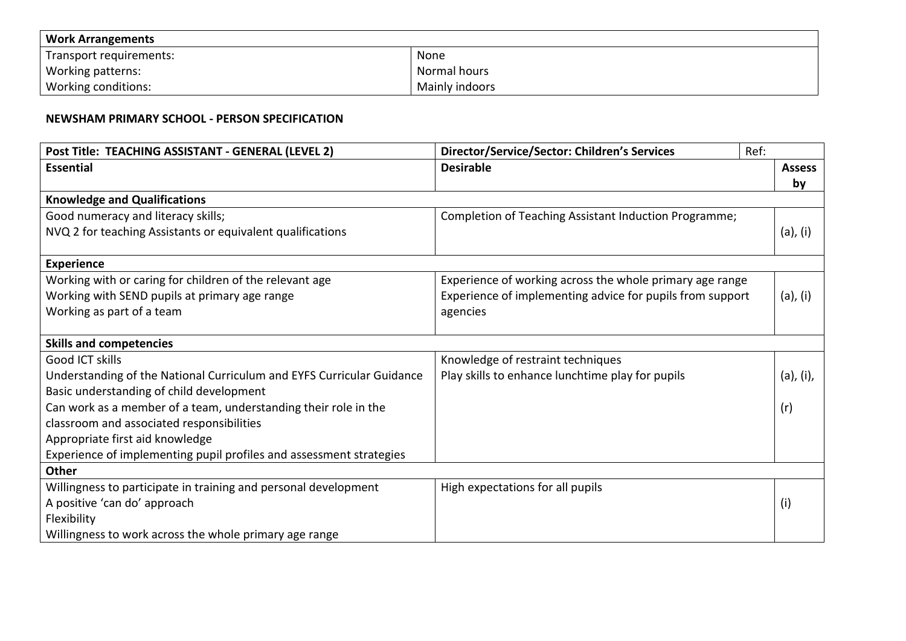| Work Arrangements | |
|---|---|
| Transport requirements: | None |
| Working patterns: | Normal hours |
| Working conditions: | Mainly indoors |

**NEWSHAM PRIMARY SCHOOL - PERSON SPECIFICATION**

| Post Title: TEACHING ASSISTANT - GENERAL (LEVEL 2) | Director/Service/Sector: Children's Services | Ref: |
|---|---|---|
| **Essential** | **Desirable** | **Assess by** |
| **Knowledge and Qualifications** | | |
| Good numeracy and literacy skills;<br>NVQ 2 for teaching Assistants or equivalent qualifications | Completion of Teaching Assistant Induction Programme; | (a), (i) |
| **Experience** | | |
| Working with or caring for children of the relevant age<br>Working with SEND pupils at primary age range<br>Working as part of a team | Experience of working across the whole primary age range<br>Experience of implementing advice for pupils from support agencies | (a), (i) |
| **Skills and competencies** | | |
| Good ICT skills<br>Understanding of the National Curriculum and EYFS Curricular Guidance<br>Basic understanding of child development<br>Can work as a member of a team, understanding their role in the classroom and associated responsibilities<br>Appropriate first aid knowledge<br>Experience of implementing pupil profiles and assessment strategies | Knowledge of restraint techniques<br>Play skills to enhance lunchtime play for pupils | (a), (i), (r) |
| **Other** | | |
| Willingness to participate in training and personal development<br>A positive 'can do' approach<br>Flexibility<br>Willingness to work across the whole primary age range | High expectations for all pupils | (i) |